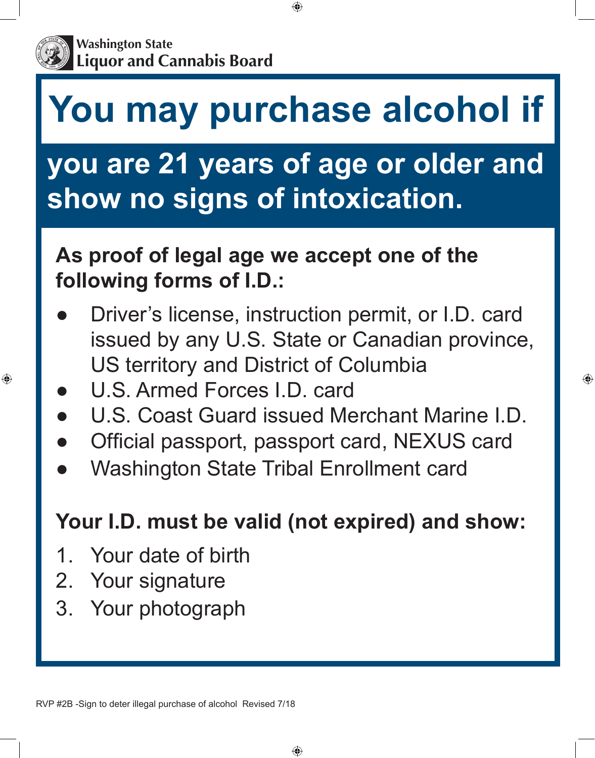Washington State
Liquor and Cannabis Board

# You may purchase alcohol if

## you are 21 years of age or older and show no signs of intoxication.

**As proof of legal age we accept one of the following forms of I.D.:**

- Driver's license, instruction permit, or I.D. card issued by any U.S. State or Canadian province, US territory and District of Columbia
- U.S. Armed Forces I.D. card
- U.S. Coast Guard issued Merchant Marine I.D.
- Official passport, passport card, NEXUS card
- Washington State Tribal Enrollment card

**Your I.D. must be valid (not expired) and show:**

1. Your date of birth
2. Your signature
3. Your photograph

RVP #2B -Sign to deter illegal purchase of alcohol Revised 7/18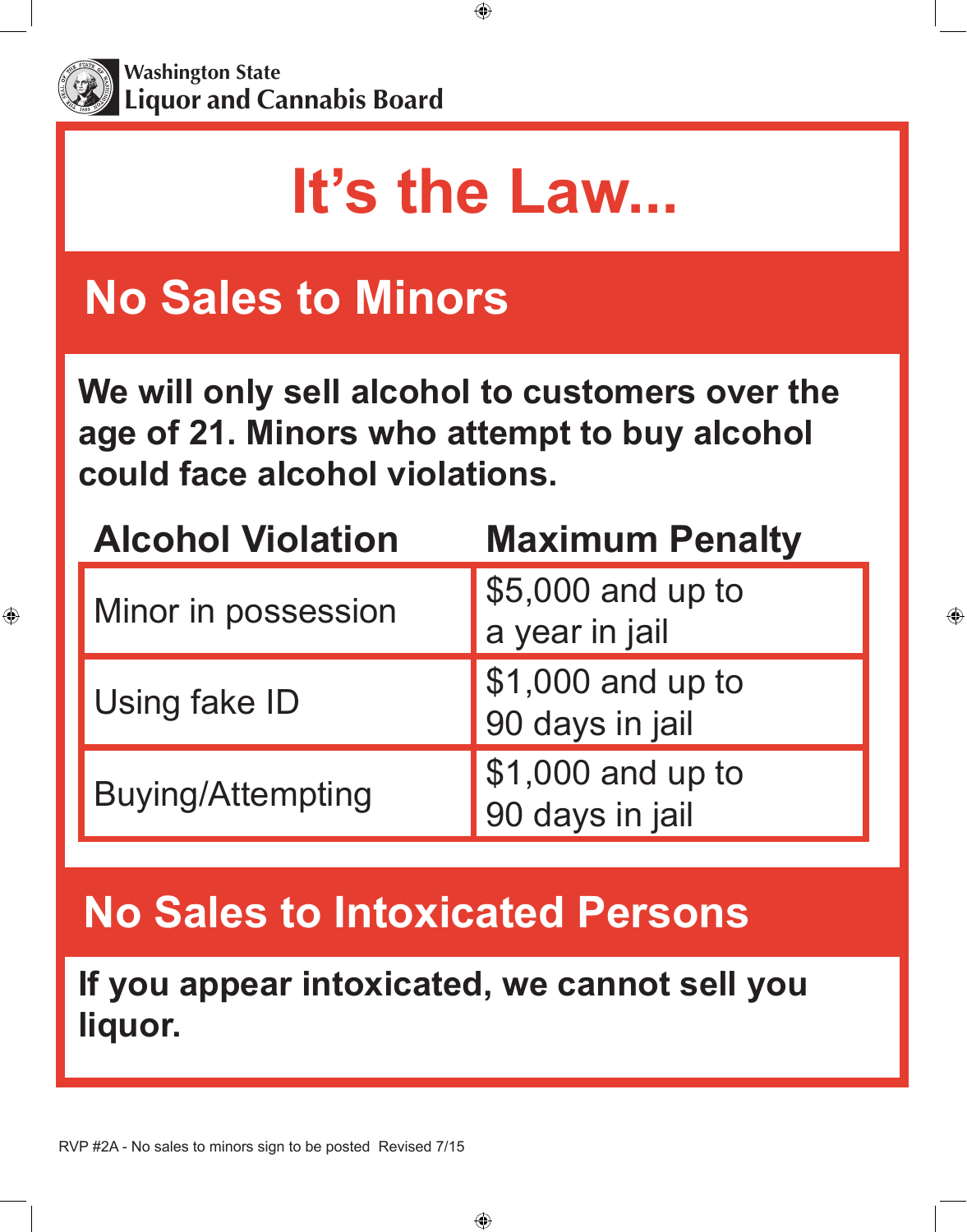Washington State
Liquor and Cannabis Board

# It's the Law...

## No Sales to Minors

**We will only sell alcohol to customers over the age of 21. Minors who attempt to buy alcohol could face alcohol violations.**

| Alcohol Violation | Maximum Penalty |
|---|---|
| Minor in possession | $5,000 and up to a year in jail |
| Using fake ID | $1,000 and up to 90 days in jail |
| Buying/Attempting | $1,000 and up to 90 days in jail |

## No Sales to Intoxicated Persons

**If you appear intoxicated, we cannot sell you liquor.**

RVP #2A - No sales to minors sign to be posted Revised 7/15